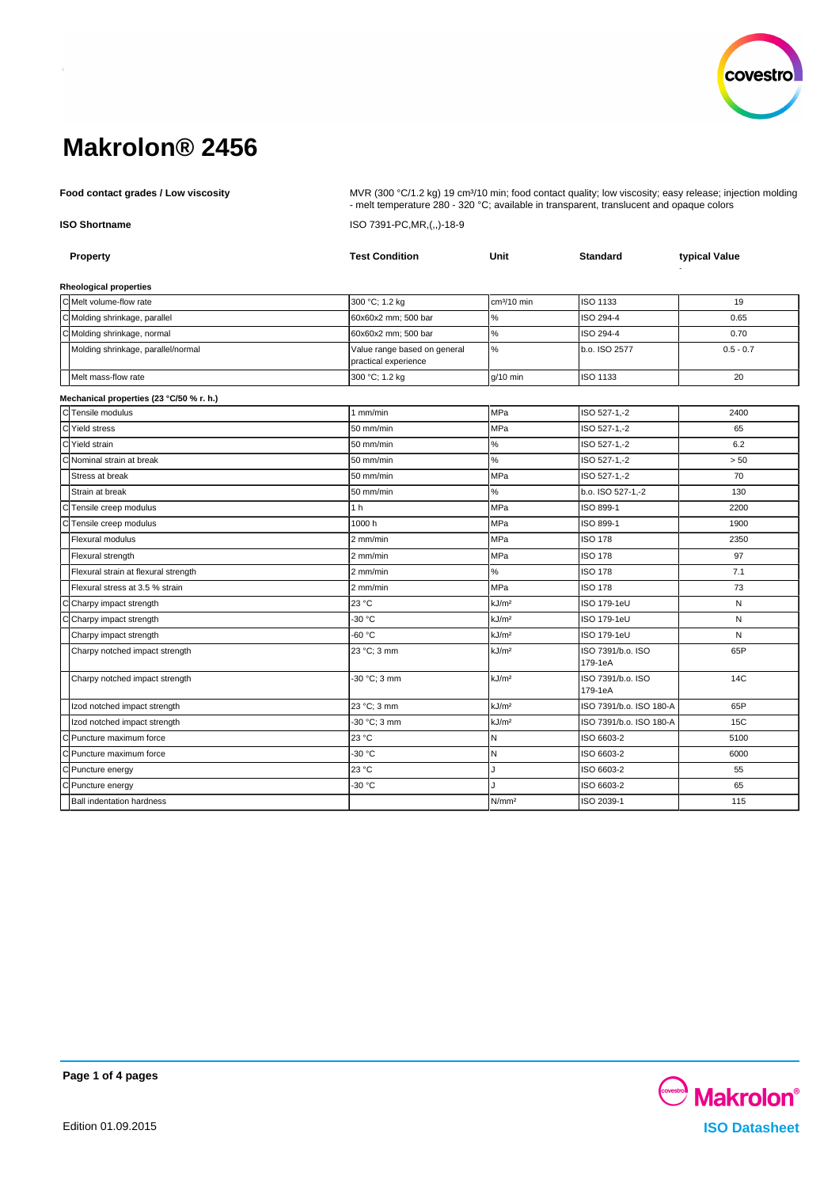# Makrolon® 2456

**Food contact grades / Low viscosity**

MVR (300 °C/1.2 kg) 19 cm³/10 min; food contact quality; low viscosity; easy release; injection molding - melt temperature 280 - 320 °C; available in transparent, translucent and opaque colors

**ISO Shortname**

ISO 7391-PC,MR,(,,)-18-9

| | Property | Test Condition | Unit | Standard | typical Value |
|---|---|---|---|---|---|
| | **Rheological properties** | | | | |
| C | Melt volume-flow rate | 300 °C; 1.2 kg | cm³/10 min | ISO 1133 | 19 |
| C | Molding shrinkage, parallel | 60x60x2 mm; 500 bar | % | ISO 294-4 | 0.65 |
| C | Molding shrinkage, normal | 60x60x2 mm; 500 bar | % | ISO 294-4 | 0.70 |
| | Molding shrinkage, parallel/normal | Value range based on general practical experience | % | b.o. ISO 2577 | 0.5 - 0.7 |
| | Melt mass-flow rate | 300 °C; 1.2 kg | g/10 min | ISO 1133 | 20 |
| | **Mechanical properties (23 °C/50 % r. h.)** | | | | |
| C | Tensile modulus | 1 mm/min | MPa | ISO 527-1,-2 | 2400 |
| C | Yield stress | 50 mm/min | MPa | ISO 527-1,-2 | 65 |
| C | Yield strain | 50 mm/min | % | ISO 527-1,-2 | 6.2 |
| C | Nominal strain at break | 50 mm/min | % | ISO 527-1,-2 | > 50 |
| | Stress at break | 50 mm/min | MPa | ISO 527-1,-2 | 70 |
| | Strain at break | 50 mm/min | % | b.o. ISO 527-1,-2 | 130 |
| C | Tensile creep modulus | 1 h | MPa | ISO 899-1 | 2200 |
| C | Tensile creep modulus | 1000 h | MPa | ISO 899-1 | 1900 |
| | Flexural modulus | 2 mm/min | MPa | ISO 178 | 2350 |
| | Flexural strength | 2 mm/min | MPa | ISO 178 | 97 |
| | Flexural strain at flexural strength | 2 mm/min | % | ISO 178 | 7.1 |
| | Flexural stress at 3.5 % strain | 2 mm/min | MPa | ISO 178 | 73 |
| C | Charpy impact strength | 23 °C | kJ/m² | ISO 179-1eU | N |
| C | Charpy impact strength | -30 °C | kJ/m² | ISO 179-1eU | N |
| | Charpy impact strength | -60 °C | kJ/m² | ISO 179-1eU | N |
| | Charpy notched impact strength | 23 °C; 3 mm | kJ/m² | ISO 7391/b.o. ISO 179-1eA | 65P |
| | Charpy notched impact strength | -30 °C; 3 mm | kJ/m² | ISO 7391/b.o. ISO 179-1eA | 14C |
| | Izod notched impact strength | 23 °C; 3 mm | kJ/m² | ISO 7391/b.o. ISO 180-A | 65P |
| | Izod notched impact strength | -30 °C; 3 mm | kJ/m² | ISO 7391/b.o. ISO 180-A | 15C |
| C | Puncture maximum force | 23 °C | N | ISO 6603-2 | 5100 |
| C | Puncture maximum force | -30 °C | N | ISO 6603-2 | 6000 |
| C | Puncture energy | 23 °C | J | ISO 6603-2 | 55 |
| C | Puncture energy | -30 °C | J | ISO 6603-2 | 65 |
| | Ball indentation hardness | | N/mm² | ISO 2039-1 | 115 |

Edition 01.09.2015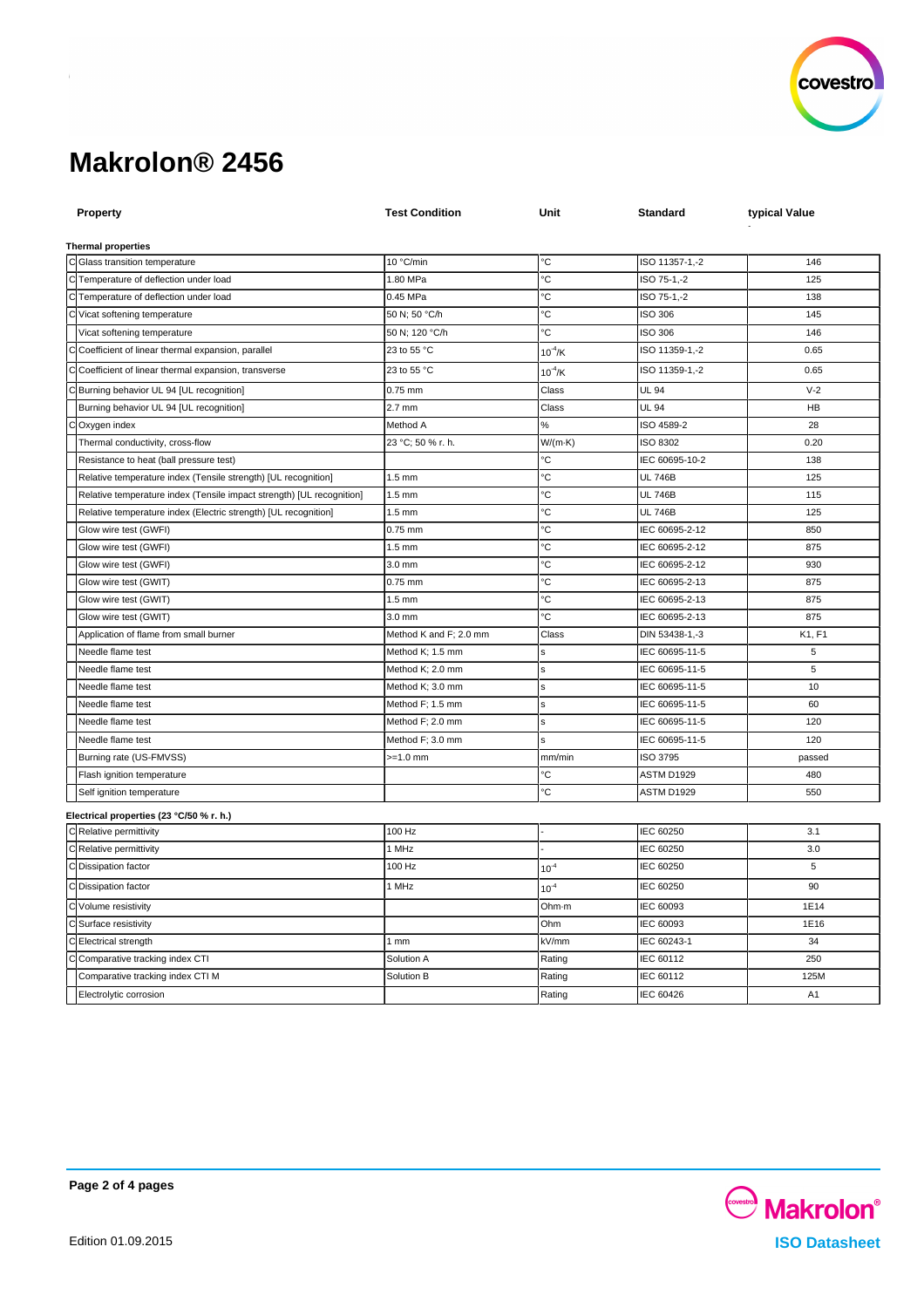# Makrolon® 2456

| | Property | Test Condition | Unit | Standard | typical Value |
|---|---|---|---|---|---|
| **Thermal properties** | | | | | |
| C | Glass transition temperature | 10 °C/min | °C | ISO 11357-1,-2 | 146 |
| C | Temperature of deflection under load | 1.80 MPa | °C | ISO 75-1,-2 | 125 |
| C | Temperature of deflection under load | 0.45 MPa | °C | ISO 75-1,-2 | 138 |
| C | Vicat softening temperature | 50 N; 50 °C/h | °C | ISO 306 | 145 |
| | Vicat softening temperature | 50 N; 120 °C/h | °C | ISO 306 | 146 |
| C | Coefficient of linear thermal expansion, parallel | 23 to 55 °C | $10^{-4}$/K | ISO 11359-1,-2 | 0.65 |
| C | Coefficient of linear thermal expansion, transverse | 23 to 55 °C | $10^{-4}$/K | ISO 11359-1,-2 | 0.65 |
| C | Burning behavior UL 94 [UL recognition] | 0.75 mm | Class | UL 94 | V-2 |
| | Burning behavior UL 94 [UL recognition] | 2.7 mm | Class | UL 94 | HB |
| C | Oxygen index | Method A | % | ISO 4589-2 | 28 |
| | Thermal conductivity, cross-flow | 23 °C; 50 % r. h. | W/(m·K) | ISO 8302 | 0.20 |
| | Resistance to heat (ball pressure test) | | °C | IEC 60695-10-2 | 138 |
| | Relative temperature index (Tensile strength) [UL recognition] | 1.5 mm | °C | UL 746B | 125 |
| | Relative temperature index (Tensile impact strength) [UL recognition] | 1.5 mm | °C | UL 746B | 115 |
| | Relative temperature index (Electric strength) [UL recognition] | 1.5 mm | °C | UL 746B | 125 |
| | Glow wire test (GWFI) | 0.75 mm | °C | IEC 60695-2-12 | 850 |
| | Glow wire test (GWFI) | 1.5 mm | °C | IEC 60695-2-12 | 875 |
| | Glow wire test (GWFI) | 3.0 mm | °C | IEC 60695-2-12 | 930 |
| | Glow wire test (GWIT) | 0.75 mm | °C | IEC 60695-2-13 | 875 |
| | Glow wire test (GWIT) | 1.5 mm | °C | IEC 60695-2-13 | 875 |
| | Glow wire test (GWIT) | 3.0 mm | °C | IEC 60695-2-13 | 875 |
| | Application of flame from small burner | Method K and F; 2.0 mm | Class | DIN 53438-1,-3 | K1, F1 |
| | Needle flame test | Method K; 1.5 mm | s | IEC 60695-11-5 | 5 |
| | Needle flame test | Method K; 2.0 mm | s | IEC 60695-11-5 | 5 |
| | Needle flame test | Method K; 3.0 mm | s | IEC 60695-11-5 | 10 |
| | Needle flame test | Method F; 1.5 mm | s | IEC 60695-11-5 | 60 |
| | Needle flame test | Method F; 2.0 mm | s | IEC 60695-11-5 | 120 |
| | Needle flame test | Method F; 3.0 mm | s | IEC 60695-11-5 | 120 |
| | Burning rate (US-FMVSS) | >=1.0 mm | mm/min | ISO 3795 | passed |
| | Flash ignition temperature | | °C | ASTM D1929 | 480 |
| | Self ignition temperature | | °C | ASTM D1929 | 550 |
| **Electrical properties (23 °C/50 % r. h.)** | | | | | |
| C | Relative permittivity | 100 Hz | - | IEC 60250 | 3.1 |
| C | Relative permittivity | 1 MHz | - | IEC 60250 | 3.0 |
| C | Dissipation factor | 100 Hz | $10^{-4}$ | IEC 60250 | 5 |
| C | Dissipation factor | 1 MHz | $10^{-4}$ | IEC 60250 | 90 |
| C | Volume resistivity | | Ohm·m | IEC 60093 | 1E14 |
| C | Surface resistivity | | Ohm | IEC 60093 | 1E16 |
| C | Electrical strength | 1 mm | kV/mm | IEC 60243-1 | 34 |
| C | Comparative tracking index CTI | Solution A | Rating | IEC 60112 | 250 |
| | Comparative tracking index CTI M | Solution B | Rating | IEC 60112 | 125M |
| | Electrolytic corrosion | | Rating | IEC 60426 | A1 |

Edition 01.09.2015

ISO Datasheet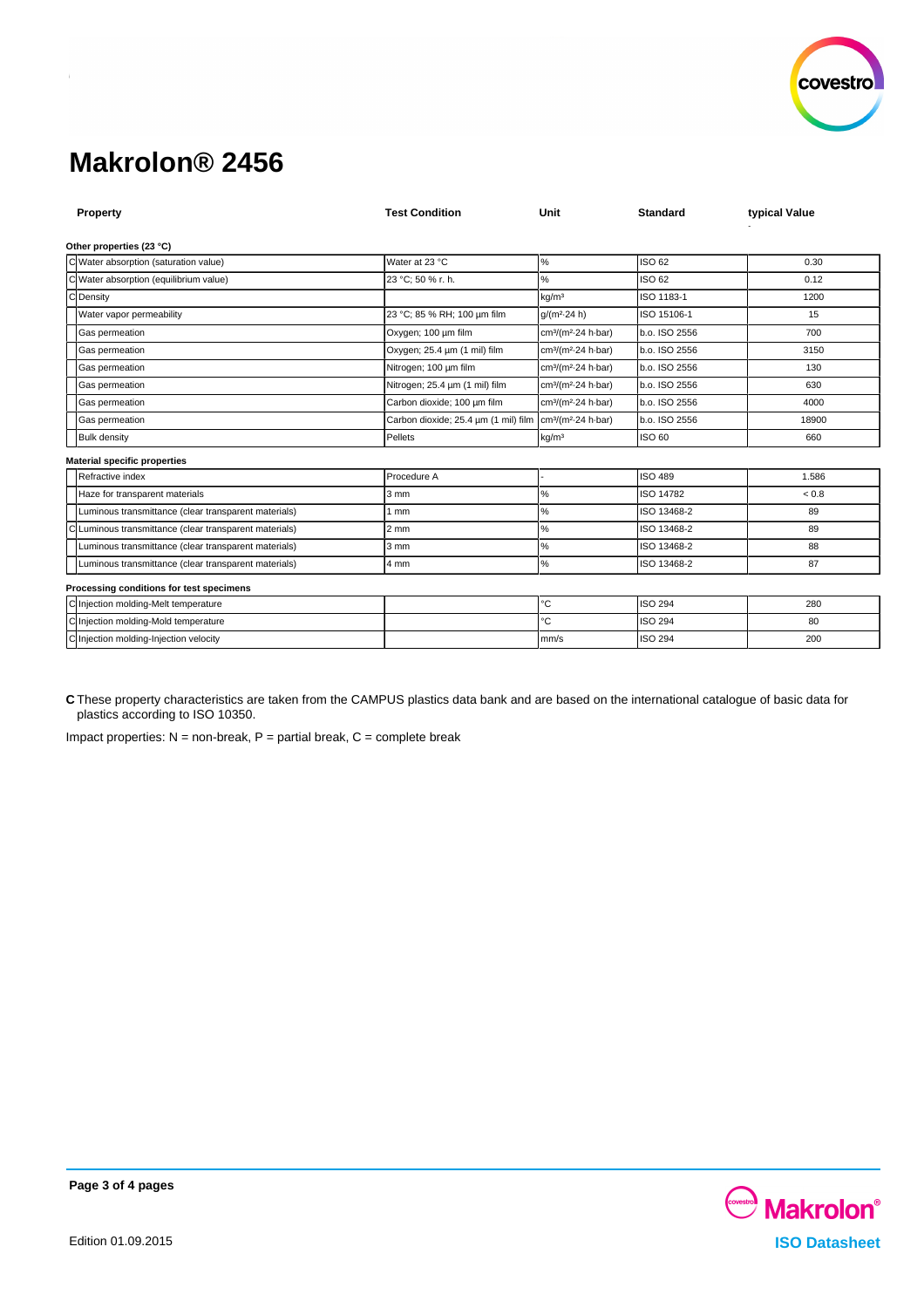# Makrolon® 2456

| | Property | Test Condition | Unit | Standard | typical Value |
|---|---|---|---|---|---|
| | **Other properties (23 °C)** | | | | |
| C | Water absorption (saturation value) | Water at 23 °C | % | ISO 62 | 0.30 |
| C | Water absorption (equilibrium value) | 23 °C; 50 % r. h. | % | ISO 62 | 0.12 |
| C | Density | | kg/m³ | ISO 1183-1 | 1200 |
| | Water vapor permeability | 23 °C; 85 % RH; 100 µm film | g/(m²·24 h) | ISO 15106-1 | 15 |
| | Gas permeation | Oxygen; 100 µm film | cm³/(m²·24 h·bar) | b.o. ISO 2556 | 700 |
| | Gas permeation | Oxygen; 25.4 µm (1 mil) film | cm³/(m²·24 h·bar) | b.o. ISO 2556 | 3150 |
| | Gas permeation | Nitrogen; 100 µm film | cm³/(m²·24 h·bar) | b.o. ISO 2556 | 130 |
| | Gas permeation | Nitrogen; 25.4 µm (1 mil) film | cm³/(m²·24 h·bar) | b.o. ISO 2556 | 630 |
| | Gas permeation | Carbon dioxide; 100 µm film | cm³/(m²·24 h·bar) | b.o. ISO 2556 | 4000 |
| | Gas permeation | Carbon dioxide; 25.4 µm (1 mil) film | cm³/(m²·24 h·bar) | b.o. ISO 2556 | 18900 |
| | Bulk density | Pellets | kg/m³ | ISO 60 | 660 |
| | **Material specific properties** | | | | |
| | Refractive index | Procedure A | - | ISO 489 | 1.586 |
| | Haze for transparent materials | 3 mm | % | ISO 14782 | < 0.8 |
| | Luminous transmittance (clear transparent materials) | 1 mm | % | ISO 13468-2 | 89 |
| C | Luminous transmittance (clear transparent materials) | 2 mm | % | ISO 13468-2 | 89 |
| | Luminous transmittance (clear transparent materials) | 3 mm | % | ISO 13468-2 | 88 |
| | Luminous transmittance (clear transparent materials) | 4 mm | % | ISO 13468-2 | 87 |
| | **Processing conditions for test specimens** | | | | |
| C | Injection molding-Melt temperature | | °C | ISO 294 | 280 |
| C | Injection molding-Mold temperature | | °C | ISO 294 | 80 |
| C | Injection molding-Injection velocity | | mm/s | ISO 294 | 200 |

**C** These property characteristics are taken from the CAMPUS plastics data bank and are based on the international catalogue of basic data for plastics according to ISO 10350.

Impact properties: N = non-break, P = partial break, C = complete break

Edition 01.09.2015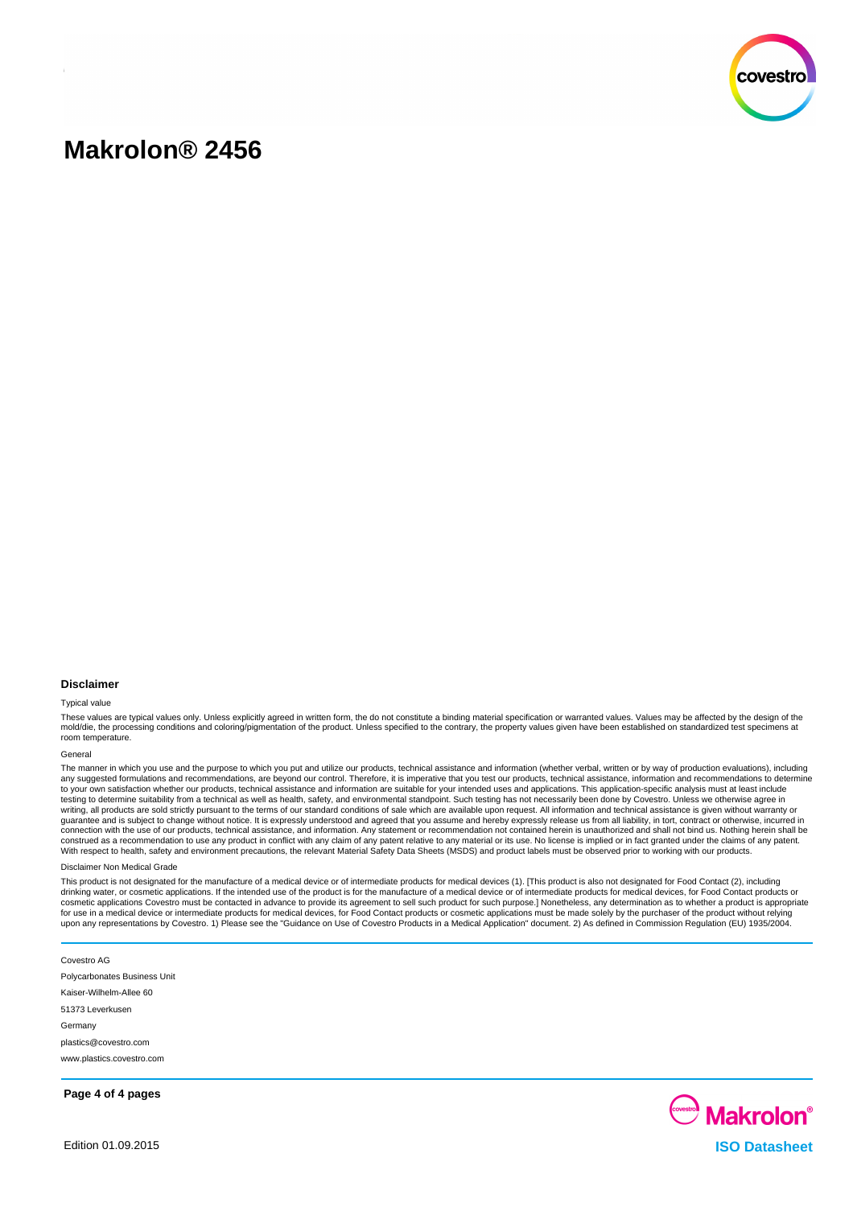# Makrolon® 2456

### Disclaimer

Typical value

These values are typical values only. Unless explicitly agreed in written form, the do not constitute a binding material specification or warranted values. Values may be affected by the design of the mold/die, the processing conditions and coloring/pigmentation of the product. Unless specified to the contrary, the property values given have been established on standardized test specimens at room temperature.

General

The manner in which you use and the purpose to which you put and utilize our products, technical assistance and information (whether verbal, written or by way of production evaluations), including any suggested formulations and recommendations, are beyond our control. Therefore, it is imperative that you test our products, technical assistance, information and recommendations to determine to your own satisfaction whether our products, technical assistance and information are suitable for your intended uses and applications. This application-specific analysis must at least include testing to determine suitability from a technical as well as health, safety, and environmental standpoint. Such testing has not necessarily been done by Covestro. Unless we otherwise agree in writing, all products are sold strictly pursuant to the terms of our standard conditions of sale which are available upon request. All information and technical assistance is given without warranty or guarantee and is subject to change without notice. It is expressly understood and agreed that you assume and hereby expressly release us from all liability, in tort, contract or otherwise, incurred in connection with the use of our products, technical assistance, and information. Any statement or recommendation not contained herein is unauthorized and shall not bind us. Nothing herein shall be construed as a recommendation to use any product in conflict with any claim of any patent relative to any material or its use. No license is implied or in fact granted under the claims of any patent. With respect to health, safety and environment precautions, the relevant Material Safety Data Sheets (MSDS) and product labels must be observed prior to working with our products.

Disclaimer Non Medical Grade

This product is not designated for the manufacture of a medical device or of intermediate products for medical devices (1). [This product is also not designated for Food Contact (2), including drinking water, or cosmetic applications. If the intended use of the product is for the manufacture of a medical device or of intermediate products for medical devices, for Food Contact products or cosmetic applications Covestro must be contacted in advance to provide its agreement to sell such product for such purpose.] Nonetheless, any determination as to whether a product is appropriate for use in a medical device or intermediate products for medical devices, for Food Contact products or cosmetic applications must be made solely by the purchaser of the product without relying upon any representations by Covestro. 1) Please see the "Guidance on Use of Covestro Products in a Medical Application" document. 2) As defined in Commission Regulation (EU) 1935/2004.

Covestro AG

Polycarbonates Business Unit

Kaiser-Wilhelm-Allee 60

51373 Leverkusen

Germany

plastics@covestro.com

www.plastics.covestro.com

Edition 01.09.2015

ISO Datasheet